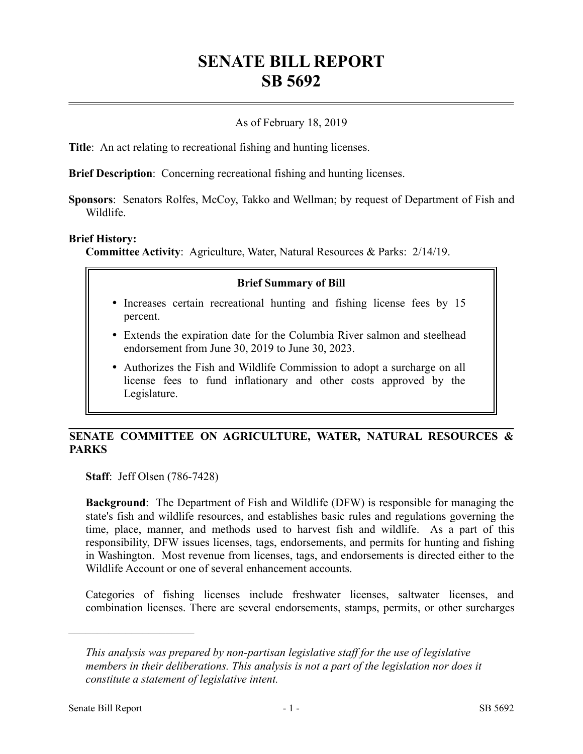# SENATE BILL REPORT
# SB 5692

As of February 18, 2019

**Title**: An act relating to recreational fishing and hunting licenses.

**Brief Description**: Concerning recreational fishing and hunting licenses.

**Sponsors**: Senators Rolfes, McCoy, Takko and Wellman; by request of Department of Fish and Wildlife.

**Brief History:**

**Committee Activity**: Agriculture, Water, Natural Resources & Parks: 2/14/19.

**Brief Summary of Bill**

- Increases certain recreational hunting and fishing license fees by 15 percent.
- Extends the expiration date for the Columbia River salmon and steelhead endorsement from June 30, 2019 to June 30, 2023.
- Authorizes the Fish and Wildlife Commission to adopt a surcharge on all license fees to fund inflationary and other costs approved by the Legislature.

## SENATE COMMITTEE ON AGRICULTURE, WATER, NATURAL RESOURCES & PARKS

**Staff**: Jeff Olsen (786-7428)

**Background**: The Department of Fish and Wildlife (DFW) is responsible for managing the state's fish and wildlife resources, and establishes basic rules and regulations governing the time, place, manner, and methods used to harvest fish and wildlife. As a part of this responsibility, DFW issues licenses, tags, endorsements, and permits for hunting and fishing in Washington. Most revenue from licenses, tags, and endorsements is directed either to the Wildlife Account or one of several enhancement accounts.

Categories of fishing licenses include freshwater licenses, saltwater licenses, and combination licenses. There are several endorsements, stamps, permits, or other surcharges

---

*This analysis was prepared by non-partisan legislative staff for the use of legislative members in their deliberations. This analysis is not a part of the legislation nor does it constitute a statement of legislative intent.*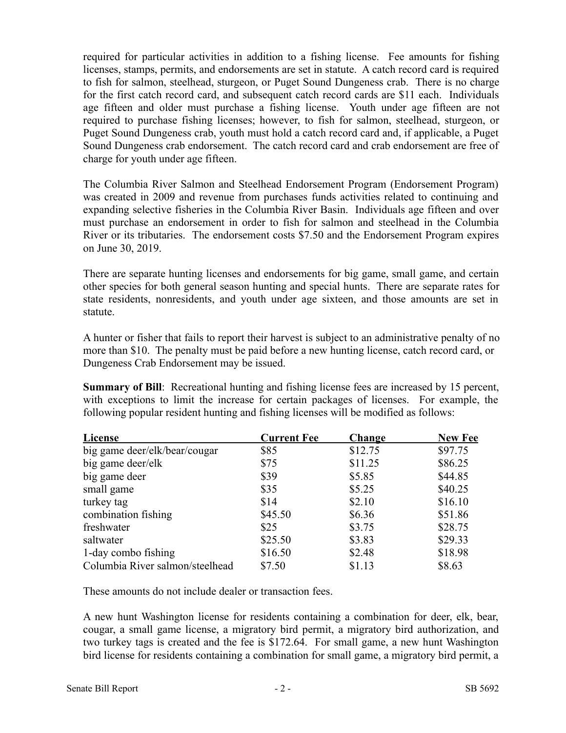required for particular activities in addition to a fishing license. Fee amounts for fishing licenses, stamps, permits, and endorsements are set in statute. A catch record card is required to fish for salmon, steelhead, sturgeon, or Puget Sound Dungeness crab. There is no charge for the first catch record card, and subsequent catch record cards are $11 each. Individuals age fifteen and older must purchase a fishing license. Youth under age fifteen are not required to purchase fishing licenses; however, to fish for salmon, steelhead, sturgeon, or Puget Sound Dungeness crab, youth must hold a catch record card and, if applicable, a Puget Sound Dungeness crab endorsement. The catch record card and crab endorsement are free of charge for youth under age fifteen.

The Columbia River Salmon and Steelhead Endorsement Program (Endorsement Program) was created in 2009 and revenue from purchases funds activities related to continuing and expanding selective fisheries in the Columbia River Basin. Individuals age fifteen and over must purchase an endorsement in order to fish for salmon and steelhead in the Columbia River or its tributaries. The endorsement costs $7.50 and the Endorsement Program expires on June 30, 2019.

There are separate hunting licenses and endorsements for big game, small game, and certain other species for both general season hunting and special hunts. There are separate rates for state residents, nonresidents, and youth under age sixteen, and those amounts are set in statute.

A hunter or fisher that fails to report their harvest is subject to an administrative penalty of no more than $10. The penalty must be paid before a new hunting license, catch record card, or Dungeness Crab Endorsement may be issued.

**Summary of Bill**: Recreational hunting and fishing license fees are increased by 15 percent, with exceptions to limit the increase for certain packages of licenses. For example, the following popular resident hunting and fishing licenses will be modified as follows:

| License | Current Fee | Change | New Fee |
|---|---|---|---|
| big game deer/elk/bear/cougar | $85 | $12.75 | $97.75 |
| big game deer/elk | $75 | $11.25 | $86.25 |
| big game deer | $39 | $5.85 | $44.85 |
| small game | $35 | $5.25 | $40.25 |
| turkey tag | $14 | $2.10 | $16.10 |
| combination fishing | $45.50 | $6.36 | $51.86 |
| freshwater | $25 | $3.75 | $28.75 |
| saltwater | $25.50 | $3.83 | $29.33 |
| 1-day combo fishing | $16.50 | $2.48 | $18.98 |
| Columbia River salmon/steelhead | $7.50 | $1.13 | $8.63 |

These amounts do not include dealer or transaction fees.

A new hunt Washington license for residents containing a combination for deer, elk, bear, cougar, a small game license, a migratory bird permit, a migratory bird authorization, and two turkey tags is created and the fee is $172.64. For small game, a new hunt Washington bird license for residents containing a combination for small game, a migratory bird permit, a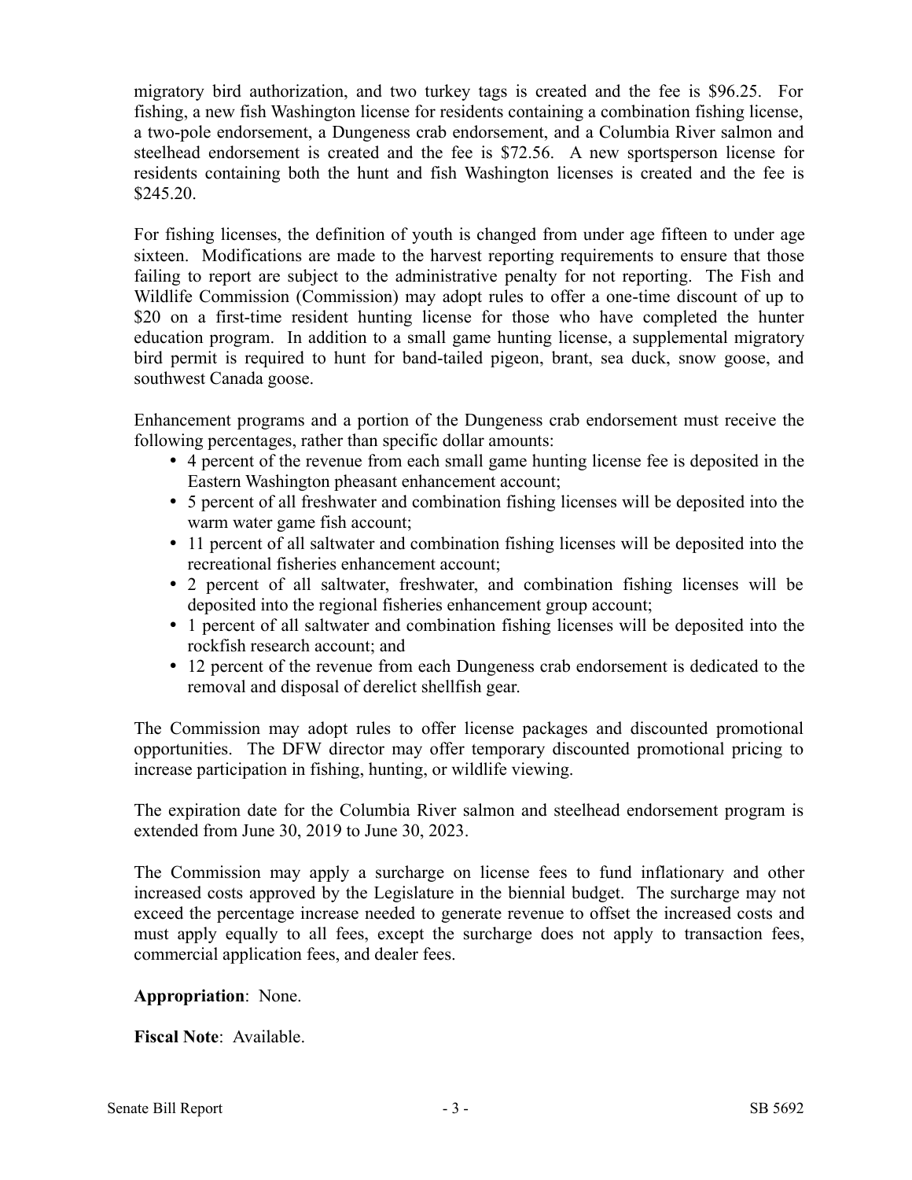migratory bird authorization, and two turkey tags is created and the fee is $96.25. For fishing, a new fish Washington license for residents containing a combination fishing license, a two-pole endorsement, a Dungeness crab endorsement, and a Columbia River salmon and steelhead endorsement is created and the fee is $72.56. A new sportsperson license for residents containing both the hunt and fish Washington licenses is created and the fee is $245.20.

For fishing licenses, the definition of youth is changed from under age fifteen to under age sixteen. Modifications are made to the harvest reporting requirements to ensure that those failing to report are subject to the administrative penalty for not reporting. The Fish and Wildlife Commission (Commission) may adopt rules to offer a one-time discount of up to $20 on a first-time resident hunting license for those who have completed the hunter education program. In addition to a small game hunting license, a supplemental migratory bird permit is required to hunt for band-tailed pigeon, brant, sea duck, snow goose, and southwest Canada goose.

Enhancement programs and a portion of the Dungeness crab endorsement must receive the following percentages, rather than specific dollar amounts:

- 4 percent of the revenue from each small game hunting license fee is deposited in the Eastern Washington pheasant enhancement account;
- 5 percent of all freshwater and combination fishing licenses will be deposited into the warm water game fish account;
- 11 percent of all saltwater and combination fishing licenses will be deposited into the recreational fisheries enhancement account;
- 2 percent of all saltwater, freshwater, and combination fishing licenses will be deposited into the regional fisheries enhancement group account;
- 1 percent of all saltwater and combination fishing licenses will be deposited into the rockfish research account; and
- 12 percent of the revenue from each Dungeness crab endorsement is dedicated to the removal and disposal of derelict shellfish gear.

The Commission may adopt rules to offer license packages and discounted promotional opportunities. The DFW director may offer temporary discounted promotional pricing to increase participation in fishing, hunting, or wildlife viewing.

The expiration date for the Columbia River salmon and steelhead endorsement program is extended from June 30, 2019 to June 30, 2023.

The Commission may apply a surcharge on license fees to fund inflationary and other increased costs approved by the Legislature in the biennial budget. The surcharge may not exceed the percentage increase needed to generate revenue to offset the increased costs and must apply equally to all fees, except the surcharge does not apply to transaction fees, commercial application fees, and dealer fees.

**Appropriation**: None.

**Fiscal Note**: Available.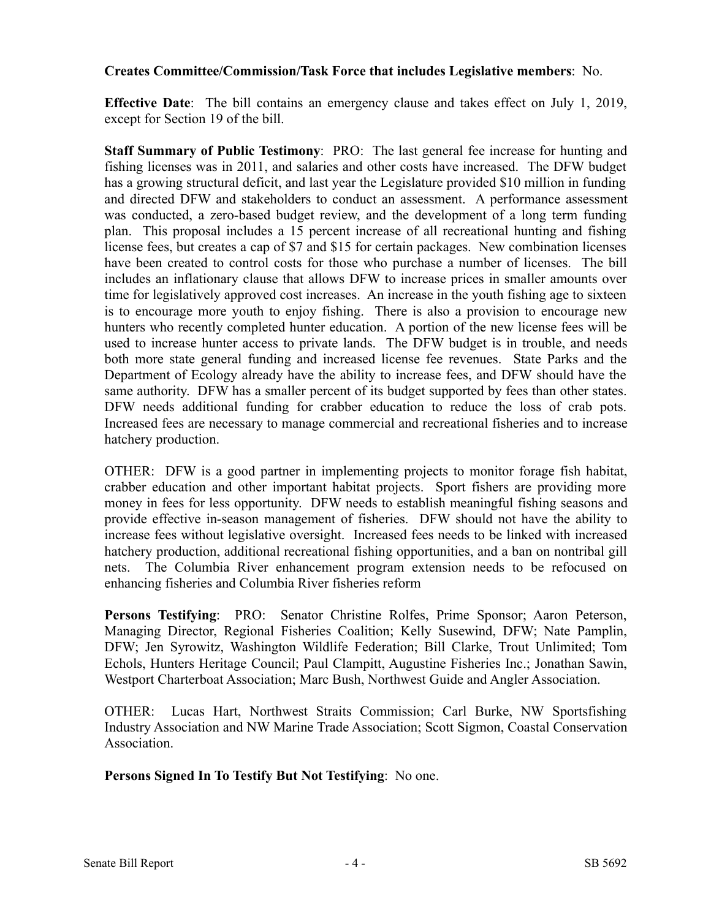**Creates Committee/Commission/Task Force that includes Legislative members**: No.

**Effective Date**: The bill contains an emergency clause and takes effect on July 1, 2019, except for Section 19 of the bill.

**Staff Summary of Public Testimony**: PRO: The last general fee increase for hunting and fishing licenses was in 2011, and salaries and other costs have increased. The DFW budget has a growing structural deficit, and last year the Legislature provided $10 million in funding and directed DFW and stakeholders to conduct an assessment. A performance assessment was conducted, a zero-based budget review, and the development of a long term funding plan. This proposal includes a 15 percent increase of all recreational hunting and fishing license fees, but creates a cap of $7 and $15 for certain packages. New combination licenses have been created to control costs for those who purchase a number of licenses. The bill includes an inflationary clause that allows DFW to increase prices in smaller amounts over time for legislatively approved cost increases. An increase in the youth fishing age to sixteen is to encourage more youth to enjoy fishing. There is also a provision to encourage new hunters who recently completed hunter education. A portion of the new license fees will be used to increase hunter access to private lands. The DFW budget is in trouble, and needs both more state general funding and increased license fee revenues. State Parks and the Department of Ecology already have the ability to increase fees, and DFW should have the same authority. DFW has a smaller percent of its budget supported by fees than other states. DFW needs additional funding for crabber education to reduce the loss of crab pots. Increased fees are necessary to manage commercial and recreational fisheries and to increase hatchery production.

OTHER: DFW is a good partner in implementing projects to monitor forage fish habitat, crabber education and other important habitat projects. Sport fishers are providing more money in fees for less opportunity. DFW needs to establish meaningful fishing seasons and provide effective in-season management of fisheries. DFW should not have the ability to increase fees without legislative oversight. Increased fees needs to be linked with increased hatchery production, additional recreational fishing opportunities, and a ban on nontribal gill nets. The Columbia River enhancement program extension needs to be refocused on enhancing fisheries and Columbia River fisheries reform

**Persons Testifying**: PRO: Senator Christine Rolfes, Prime Sponsor; Aaron Peterson, Managing Director, Regional Fisheries Coalition; Kelly Susewind, DFW; Nate Pamplin, DFW; Jen Syrowitz, Washington Wildlife Federation; Bill Clarke, Trout Unlimited; Tom Echols, Hunters Heritage Council; Paul Clampitt, Augustine Fisheries Inc.; Jonathan Sawin, Westport Charterboat Association; Marc Bush, Northwest Guide and Angler Association.

OTHER: Lucas Hart, Northwest Straits Commission; Carl Burke, NW Sportsfishing Industry Association and NW Marine Trade Association; Scott Sigmon, Coastal Conservation Association.

**Persons Signed In To Testify But Not Testifying**: No one.